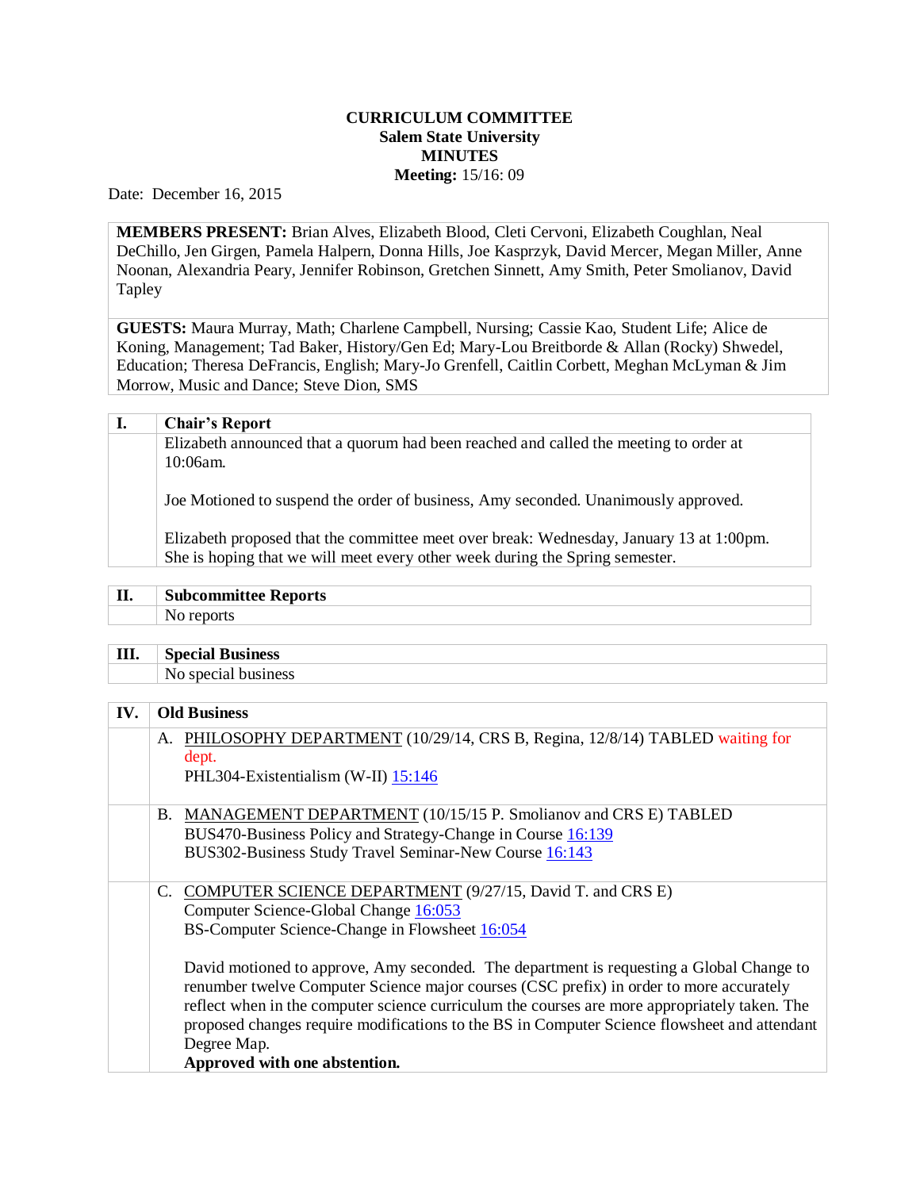**CURRICULUM COMMITTEE**
**Salem State University**
**MINUTES**
**Meeting:** 15/16: 09

Date: December 16, 2015

**MEMBERS PRESENT:** Brian Alves, Elizabeth Blood, Cleti Cervoni, Elizabeth Coughlan, Neal DeChillo, Jen Girgen, Pamela Halpern, Donna Hills, Joe Kasprzyk, David Mercer, Megan Miller, Anne Noonan, Alexandria Peary, Jennifer Robinson, Gretchen Sinnett, Amy Smith, Peter Smolianov, David Tapley

**GUESTS:** Maura Murray, Math; Charlene Campbell, Nursing; Cassie Kao, Student Life; Alice de Koning, Management; Tad Baker, History/Gen Ed; Mary-Lou Breitborde & Allan (Rocky) Shwedel, Education; Theresa DeFrancis, English; Mary-Jo Grenfell, Caitlin Corbett, Meghan McLyman & Jim Morrow, Music and Dance; Steve Dion, SMS

## I. Chair's Report

Elizabeth announced that a quorum had been reached and called the meeting to order at 10:06am.

Joe Motioned to suspend the order of business, Amy seconded. Unanimously approved.

Elizabeth proposed that the committee meet over break: Wednesday, January 13 at 1:00pm. She is hoping that we will meet every other week during the Spring semester.

## II. Subcommittee Reports

No reports

## III. Special Business

No special business

## IV. Old Business

A. PHILOSOPHY DEPARTMENT (10/29/14, CRS B, Regina, 12/8/14) TABLED waiting for dept.
PHL304-Existentialism (W-II) 15:146

B. MANAGEMENT DEPARTMENT (10/15/15 P. Smolianov and CRS E) TABLED
BUS470-Business Policy and Strategy-Change in Course 16:139
BUS302-Business Study Travel Seminar-New Course 16:143

C. COMPUTER SCIENCE DEPARTMENT (9/27/15, David T. and CRS E)
Computer Science-Global Change 16:053
BS-Computer Science-Change in Flowsheet 16:054

David motioned to approve, Amy seconded. The department is requesting a Global Change to renumber twelve Computer Science major courses (CSC prefix) in order to more accurately reflect when in the computer science curriculum the courses are more appropriately taken. The proposed changes require modifications to the BS in Computer Science flowsheet and attendant Degree Map.
**Approved with one abstention.**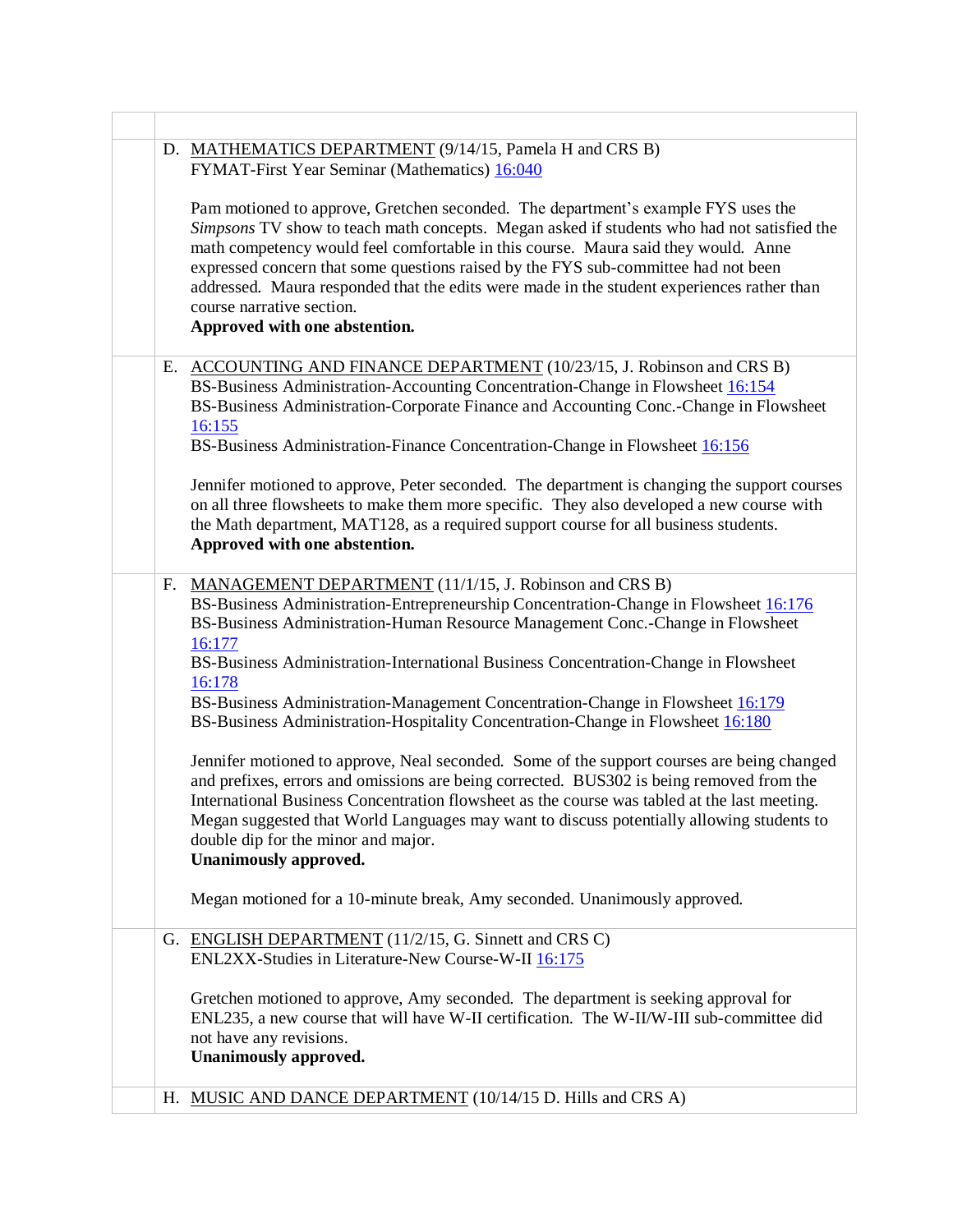D. <u>MATHEMATICS DEPARTMENT</u> (9/14/15, Pamela H and CRS B)
FYMAT-First Year Seminar (Mathematics) 16:040

Pam motioned to approve, Gretchen seconded. The department's example FYS uses the *Simpsons* TV show to teach math concepts. Megan asked if students who had not satisfied the math competency would feel comfortable in this course. Maura said they would. Anne expressed concern that some questions raised by the FYS sub-committee had not been addressed. Maura responded that the edits were made in the student experiences rather than course narrative section.
**Approved with one abstention.**

E. <u>ACCOUNTING AND FINANCE DEPARTMENT</u> (10/23/15, J. Robinson and CRS B)
BS-Business Administration-Accounting Concentration-Change in Flowsheet 16:154
BS-Business Administration-Corporate Finance and Accounting Conc.-Change in Flowsheet 16:155
BS-Business Administration-Finance Concentration-Change in Flowsheet 16:156

Jennifer motioned to approve, Peter seconded. The department is changing the support courses on all three flowsheets to make them more specific. They also developed a new course with the Math department, MAT128, as a required support course for all business students.
**Approved with one abstention.**

F. <u>MANAGEMENT DEPARTMENT</u> (11/1/15, J. Robinson and CRS B)
BS-Business Administration-Entrepreneurship Concentration-Change in Flowsheet 16:176
BS-Business Administration-Human Resource Management Conc.-Change in Flowsheet 16:177
BS-Business Administration-International Business Concentration-Change in Flowsheet 16:178
BS-Business Administration-Management Concentration-Change in Flowsheet 16:179
BS-Business Administration-Hospitality Concentration-Change in Flowsheet 16:180

Jennifer motioned to approve, Neal seconded. Some of the support courses are being changed and prefixes, errors and omissions are being corrected. BUS302 is being removed from the International Business Concentration flowsheet as the course was tabled at the last meeting. Megan suggested that World Languages may want to discuss potentially allowing students to double dip for the minor and major.
**Unanimously approved.**

Megan motioned for a 10-minute break, Amy seconded. Unanimously approved.

G. <u>ENGLISH DEPARTMENT</u> (11/2/15, G. Sinnett and CRS C)
ENL2XX-Studies in Literature-New Course-W-II 16:175

Gretchen motioned to approve, Amy seconded. The department is seeking approval for ENL235, a new course that will have W-II certification. The W-II/W-III sub-committee did not have any revisions.
**Unanimously approved.**

H. <u>MUSIC AND DANCE DEPARTMENT</u> (10/14/15 D. Hills and CRS A)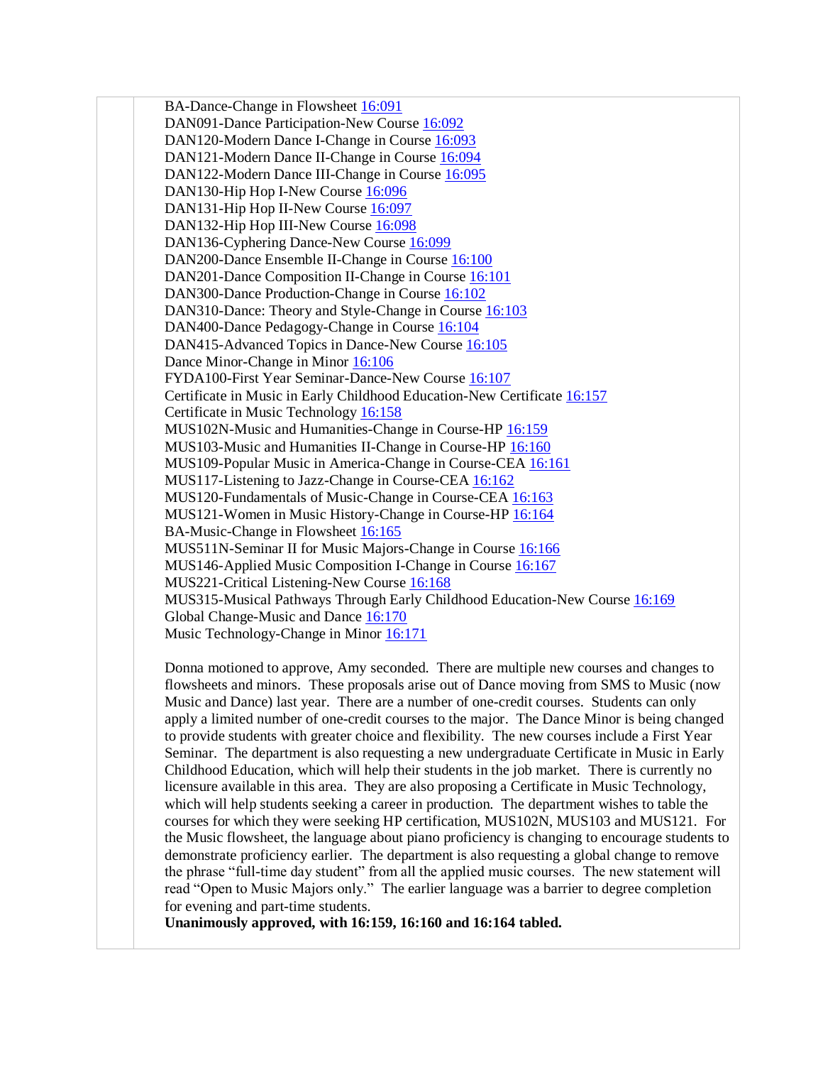BA-Dance-Change in Flowsheet 16:091
DAN091-Dance Participation-New Course 16:092
DAN120-Modern Dance I-Change in Course 16:093
DAN121-Modern Dance II-Change in Course 16:094
DAN122-Modern Dance III-Change in Course 16:095
DAN130-Hip Hop I-New Course 16:096
DAN131-Hip Hop II-New Course 16:097
DAN132-Hip Hop III-New Course 16:098
DAN136-Cyphering Dance-New Course 16:099
DAN200-Dance Ensemble II-Change in Course 16:100
DAN201-Dance Composition II-Change in Course 16:101
DAN300-Dance Production-Change in Course 16:102
DAN310-Dance: Theory and Style-Change in Course 16:103
DAN400-Dance Pedagogy-Change in Course 16:104
DAN415-Advanced Topics in Dance-New Course 16:105
Dance Minor-Change in Minor 16:106
FYDA100-First Year Seminar-Dance-New Course 16:107
Certificate in Music in Early Childhood Education-New Certificate 16:157
Certificate in Music Technology 16:158
MUS102N-Music and Humanities-Change in Course-HP 16:159
MUS103-Music and Humanities II-Change in Course-HP 16:160
MUS109-Popular Music in America-Change in Course-CEA 16:161
MUS117-Listening to Jazz-Change in Course-CEA 16:162
MUS120-Fundamentals of Music-Change in Course-CEA 16:163
MUS121-Women in Music History-Change in Course-HP 16:164
BA-Music-Change in Flowsheet 16:165
MUS511N-Seminar II for Music Majors-Change in Course 16:166
MUS146-Applied Music Composition I-Change in Course 16:167
MUS221-Critical Listening-New Course 16:168
MUS315-Musical Pathways Through Early Childhood Education-New Course 16:169
Global Change-Music and Dance 16:170
Music Technology-Change in Minor 16:171

Donna motioned to approve, Amy seconded. There are multiple new courses and changes to flowsheets and minors. These proposals arise out of Dance moving from SMS to Music (now Music and Dance) last year. There are a number of one-credit courses. Students can only apply a limited number of one-credit courses to the major. The Dance Minor is being changed to provide students with greater choice and flexibility. The new courses include a First Year Seminar. The department is also requesting a new undergraduate Certificate in Music in Early Childhood Education, which will help their students in the job market. There is currently no licensure available in this area. They are also proposing a Certificate in Music Technology, which will help students seeking a career in production. The department wishes to table the courses for which they were seeking HP certification, MUS102N, MUS103 and MUS121. For the Music flowsheet, the language about piano proficiency is changing to encourage students to demonstrate proficiency earlier. The department is also requesting a global change to remove the phrase "full-time day student" from all the applied music courses. The new statement will read "Open to Music Majors only." The earlier language was a barrier to degree completion for evening and part-time students.
**Unanimously approved, with 16:159, 16:160 and 16:164 tabled.**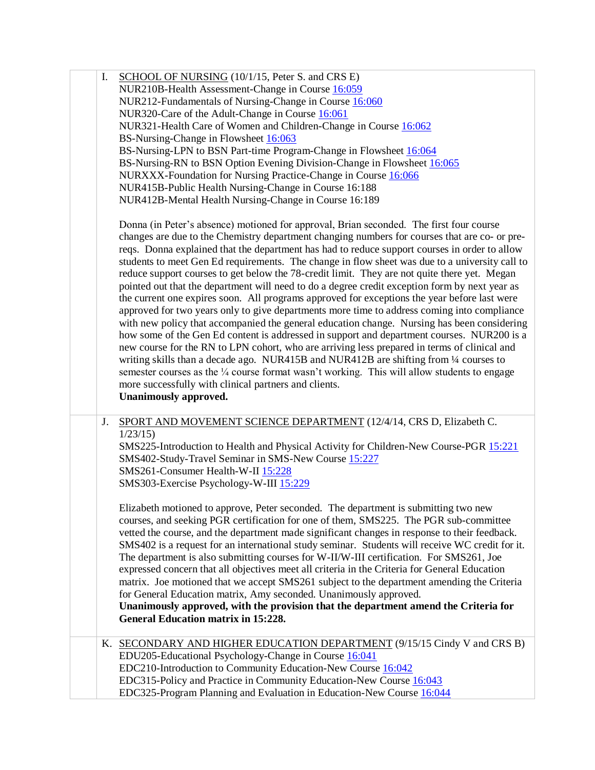I. SCHOOL OF NURSING (10/1/15, Peter S. and CRS E)
NUR210B-Health Assessment-Change in Course 16:059
NUR212-Fundamentals of Nursing-Change in Course 16:060
NUR320-Care of the Adult-Change in Course 16:061
NUR321-Health Care of Women and Children-Change in Course 16:062
BS-Nursing-Change in Flowsheet 16:063
BS-Nursing-LPN to BSN Part-time Program-Change in Flowsheet 16:064
BS-Nursing-RN to BSN Option Evening Division-Change in Flowsheet 16:065
NURXXX-Foundation for Nursing Practice-Change in Course 16:066
NUR415B-Public Health Nursing-Change in Course 16:188
NUR412B-Mental Health Nursing-Change in Course 16:189

Donna (in Peter's absence) motioned for approval, Brian seconded. The first four course changes are due to the Chemistry department changing numbers for courses that are co- or pre-reqs. Donna explained that the department has had to reduce support courses in order to allow students to meet Gen Ed requirements. The change in flow sheet was due to a university call to reduce support courses to get below the 78-credit limit. They are not quite there yet. Megan pointed out that the department will need to do a degree credit exception form by next year as the current one expires soon. All programs approved for exceptions the year before last were approved for two years only to give departments more time to address coming into compliance with new policy that accompanied the general education change. Nursing has been considering how some of the Gen Ed content is addressed in support and department courses. NUR200 is a new course for the RN to LPN cohort, who are arriving less prepared in terms of clinical and writing skills than a decade ago. NUR415B and NUR412B are shifting from ¼ courses to semester courses as the ¼ course format wasn't working. This will allow students to engage more successfully with clinical partners and clients.
**Unanimously approved.**

J. SPORT AND MOVEMENT SCIENCE DEPARTMENT (12/4/14, CRS D, Elizabeth C. 1/23/15)
SMS225-Introduction to Health and Physical Activity for Children-New Course-PGR 15:221
SMS402-Study-Travel Seminar in SMS-New Course 15:227
SMS261-Consumer Health-W-II 15:228
SMS303-Exercise Psychology-W-III 15:229

Elizabeth motioned to approve, Peter seconded. The department is submitting two new courses, and seeking PGR certification for one of them, SMS225. The PGR sub-committee vetted the course, and the department made significant changes in response to their feedback. SMS402 is a request for an international study seminar. Students will receive WC credit for it. The department is also submitting courses for W-II/W-III certification. For SMS261, Joe expressed concern that all objectives meet all criteria in the Criteria for General Education matrix. Joe motioned that we accept SMS261 subject to the department amending the Criteria for General Education matrix, Amy seconded. Unanimously approved.
**Unanimously approved, with the provision that the department amend the Criteria for General Education matrix in 15:228.**

K. SECONDARY AND HIGHER EDUCATION DEPARTMENT (9/15/15 Cindy V and CRS B)
EDU205-Educational Psychology-Change in Course 16:041
EDC210-Introduction to Community Education-New Course 16:042
EDC315-Policy and Practice in Community Education-New Course 16:043
EDC325-Program Planning and Evaluation in Education-New Course 16:044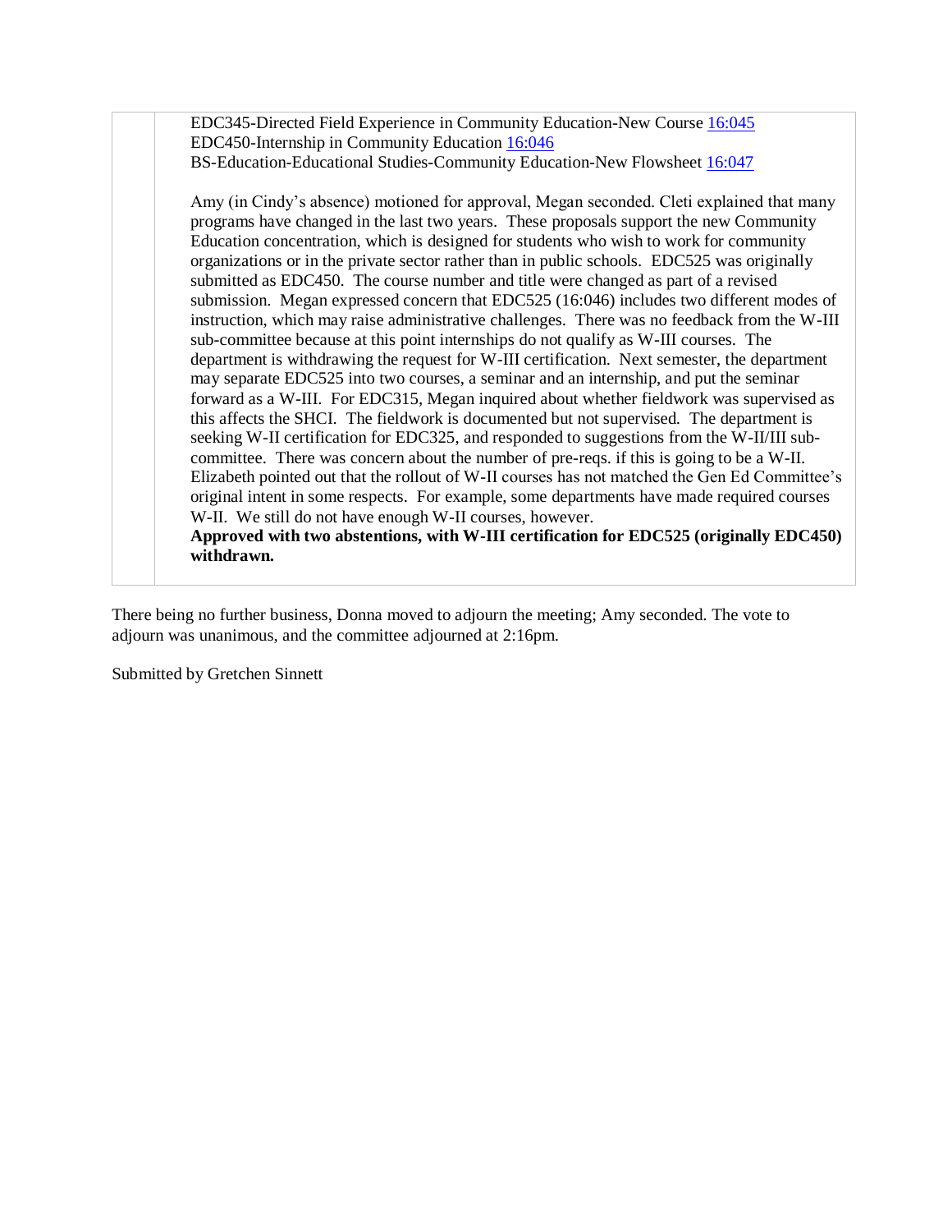| | |
| --- | --- |
| | EDC345-Directed Field Experience in Community Education-New Course [16:045](#)<br>EDC450-Internship in Community Education [16:046](#)<br>BS-Education-Educational Studies-Community Education-New Flowsheet [16:047](#)<br><br>Amy (in Cindy's absence) motioned for approval, Megan seconded. Cleti explained that many programs have changed in the last two years. These proposals support the new Community Education concentration, which is designed for students who wish to work for community organizations or in the private sector rather than in public schools. EDC525 was originally submitted as EDC450. The course number and title were changed as part of a revised submission. Megan expressed concern that EDC525 (16:046) includes two different modes of instruction, which may raise administrative challenges. There was no feedback from the W-III sub-committee because at this point internships do not qualify as W-III courses. The department is withdrawing the request for W-III certification. Next semester, the department may separate EDC525 into two courses, a seminar and an internship, and put the seminar forward as a W-III. For EDC315, Megan inquired about whether fieldwork was supervised as this affects the SHCI. The fieldwork is documented but not supervised. The department is seeking W-II certification for EDC325, and responded to suggestions from the W-II/III sub-committee. There was concern about the number of pre-reqs. if this is going to be a W-II. Elizabeth pointed out that the rollout of W-II courses has not matched the Gen Ed Committee's original intent in some respects. For example, some departments have made required courses W-II. We still do not have enough W-II courses, however.<br>**Approved with two abstentions, with W-III certification for EDC525 (originally EDC450) withdrawn.** |

There being no further business, Donna moved to adjourn the meeting; Amy seconded. The vote to adjourn was unanimous, and the committee adjourned at 2:16pm.

Submitted by Gretchen Sinnett